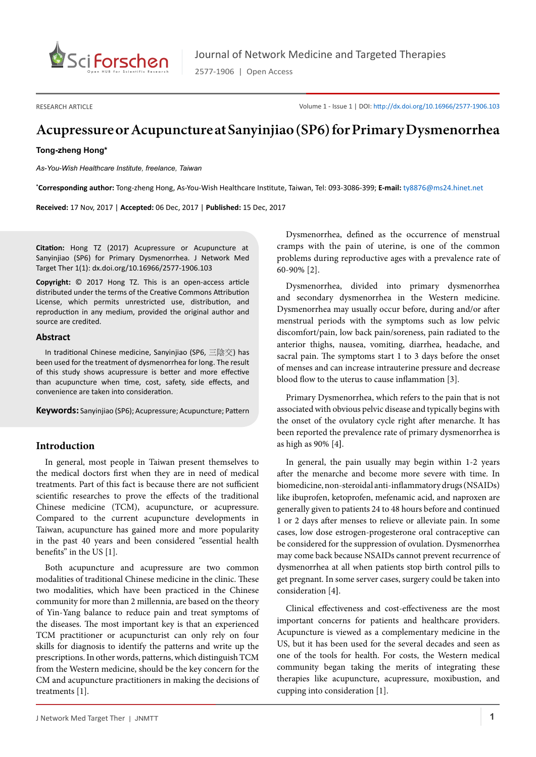RESEARCH ARTICLE

# Acupressure or Acupuncture at Sanyinjiao (SP6) for Primary Dysmenorrhea

**Tong-zheng Hong***

*As-You-Wish Healthcare Institute, freelance, Taiwan*

***Corresponding author:** Tong-zheng Hong, As-You-Wish Healthcare Institute, Taiwan, Tel: 093-3086-399; **E-mail:** ty8876@ms24.hinet.net

**Received:** 17 Nov, 2017 | **Accepted:** 06 Dec, 2017 | **Published:** 15 Dec, 2017

**Citation:** Hong TZ (2017) Acupressure or Acupuncture at Sanyinjiao (SP6) for Primary Dysmenorrhea. J Network Med Target Ther 1(1): dx.doi.org/10.16966/2577-1906.103

**Copyright:** © 2017 Hong TZ. This is an open-access article distributed under the terms of the Creative Commons Attribution License, which permits unrestricted use, distribution, and reproduction in any medium, provided the original author and source are credited.

## Abstract

In traditional Chinese medicine, Sanyinjiao (SP6, 三陰交) has been used for the treatment of dysmenorrhea for long. The result of this study shows acupressure is better and more effective than acupuncture when time, cost, safety, side effects, and convenience are taken into consideration.

**Keywords:** Sanyinjiao (SP6); Acupressure; Acupuncture; Pattern

## Introduction

In general, most people in Taiwan present themselves to the medical doctors first when they are in need of medical treatments. Part of this fact is because there are not sufficient scientific researches to prove the effects of the traditional Chinese medicine (TCM), acupuncture, or acupressure. Compared to the current acupuncture developments in Taiwan, acupuncture has gained more and more popularity in the past 40 years and been considered "essential health benefits" in the US [1].

Both acupuncture and acupressure are two common modalities of traditional Chinese medicine in the clinic. These two modalities, which have been practiced in the Chinese community for more than 2 millennia, are based on the theory of Yin-Yang balance to reduce pain and treat symptoms of the diseases. The most important key is that an experienced TCM practitioner or acupuncturist can only rely on four skills for diagnosis to identify the patterns and write up the prescriptions. In other words, patterns, which distinguish TCM from the Western medicine, should be the key concern for the CM and acupuncture practitioners in making the decisions of treatments [1].

Dysmenorrhea, defined as the occurrence of menstrual cramps with the pain of uterine, is one of the common problems during reproductive ages with a prevalence rate of 60-90% [2].

Dysmenorrhea, divided into primary dysmenorrhea and secondary dysmenorrhea in the Western medicine. Dysmenorrhea may usually occur before, during and/or after menstrual periods with the symptoms such as low pelvic discomfort/pain, low back pain/soreness, pain radiated to the anterior thighs, nausea, vomiting, diarrhea, headache, and sacral pain. The symptoms start 1 to 3 days before the onset of menses and can increase intrauterine pressure and decrease blood flow to the uterus to cause inflammation [3].

Primary Dysmenorrhea, which refers to the pain that is not associated with obvious pelvic disease and typically begins with the onset of the ovulatory cycle right after menarche. It has been reported the prevalence rate of primary dysmenorrhea is as high as 90% [4].

In general, the pain usually may begin within 1-2 years after the menarche and become more severe with time. In biomedicine, non-steroidal anti-inflammatory drugs (NSAIDs) like ibuprofen, ketoprofen, mefenamic acid, and naproxen are generally given to patients 24 to 48 hours before and continued 1 or 2 days after menses to relieve or alleviate pain. In some cases, low dose estrogen-progesterone oral contraceptive can be considered for the suppression of ovulation. Dysmenorrhea may come back because NSAIDs cannot prevent recurrence of dysmenorrhea at all when patients stop birth control pills to get pregnant. In some server cases, surgery could be taken into consideration [4].

Clinical effectiveness and cost-effectiveness are the most important concerns for patients and healthcare providers. Acupuncture is viewed as a complementary medicine in the US, but it has been used for the several decades and seen as one of the tools for health. For costs, the Western medical community began taking the merits of integrating these therapies like acupuncture, acupressure, moxibustion, and cupping into consideration [1].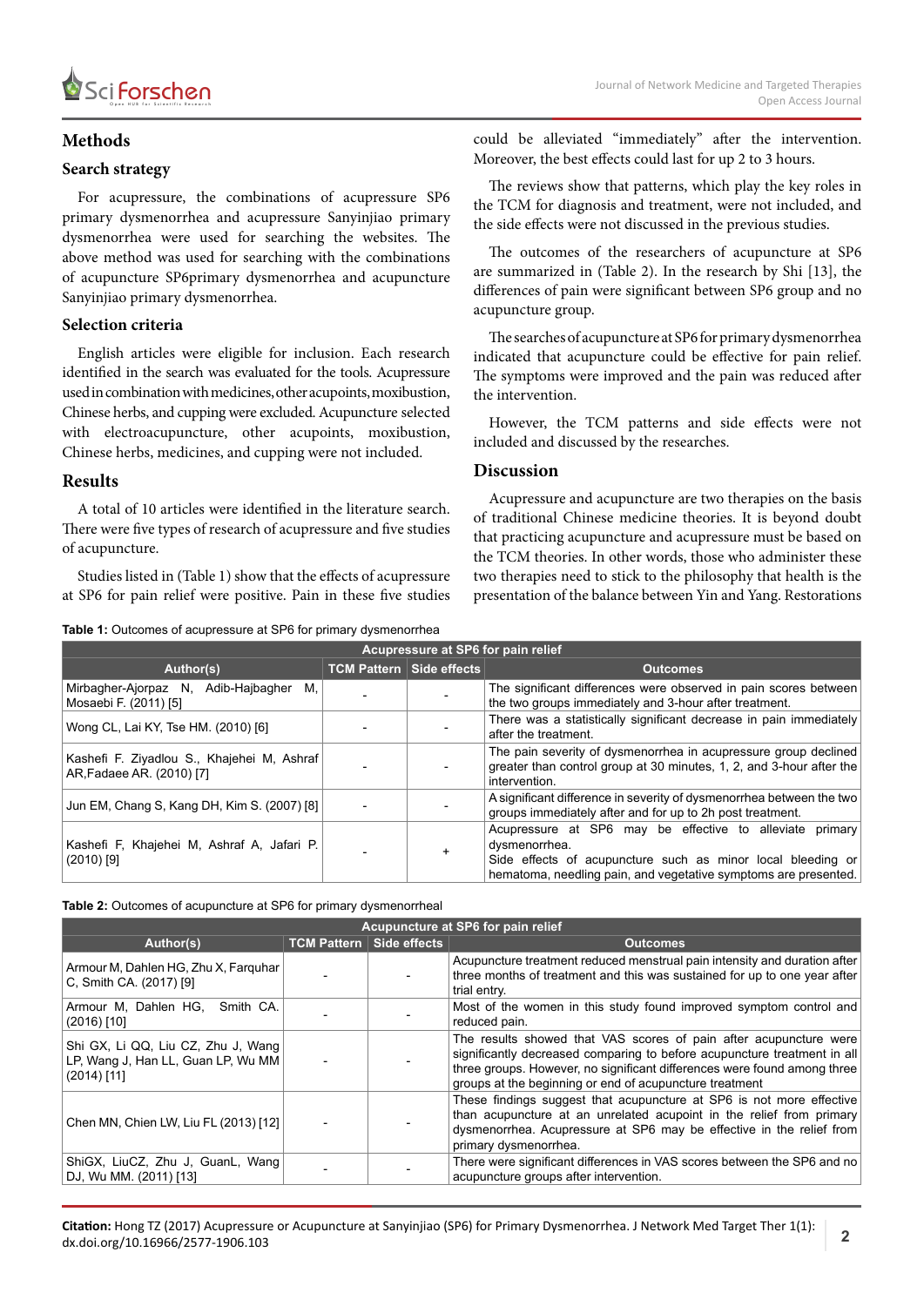## Methods

### Search strategy

For acupressure, the combinations of acupressure SP6 primary dysmenorrhea and acupressure Sanyinjiao primary dysmenorrhea were used for searching the websites. The above method was used for searching with the combinations of acupuncture SP6primary dysmenorrhea and acupuncture Sanyinjiao primary dysmenorrhea.

### Selection criteria

English articles were eligible for inclusion. Each research identified in the search was evaluated for the tools. Acupressure used in combination with medicines, other acupoints, moxibustion, Chinese herbs, and cupping were excluded. Acupuncture selected with electroacupuncture, other acupoints, moxibustion, Chinese herbs, medicines, and cupping were not included.

## Results

A total of 10 articles were identified in the literature search. There were five types of research of acupressure and five studies of acupuncture.

Studies listed in (Table 1) show that the effects of acupressure at SP6 for pain relief were positive. Pain in these five studies could be alleviated "immediately" after the intervention. Moreover, the best effects could last for up 2 to 3 hours.

The reviews show that patterns, which play the key roles in the TCM for diagnosis and treatment, were not included, and the side effects were not discussed in the previous studies.

The outcomes of the researchers of acupuncture at SP6 are summarized in (Table 2). In the research by Shi [13], the differences of pain were significant between SP6 group and no acupuncture group.

The searches of acupuncture at SP6 for primary dysmenorrhea indicated that acupuncture could be effective for pain relief. The symptoms were improved and the pain was reduced after the intervention.

However, the TCM patterns and side effects were not included and discussed by the researches.

## Discussion

Acupressure and acupuncture are two therapies on the basis of traditional Chinese medicine theories. It is beyond doubt that practicing acupuncture and acupressure must be based on the TCM theories. In other words, those who administer these two therapies need to stick to the philosophy that health is the presentation of the balance between Yin and Yang. Restorations

**Table 1:** Outcomes of acupressure at SP6 for primary dysmenorrhea

| Acupressure at SP6 for pain relief | | | |
|---|---|---|---|
| **Author(s)** | **TCM Pattern** | **Side effects** | **Outcomes** |
| Mirbagher-Ajorpaz N, Adib-Hajbagher M, Mosaebi F. (2011) [5] | - | - | The significant differences were observed in pain scores between the two groups immediately and 3-hour after treatment. |
| Wong CL, Lai KY, Tse HM. (2010) [6] | - | - | There was a statistically significant decrease in pain immediately after the treatment. |
| Kashefi F. Ziyadlou S., Khajehei M, Ashraf AR,Fadaee AR. (2010) [7] | - | - | The pain severity of dysmenorrhea in acupressure group declined greater than control group at 30 minutes, 1, 2, and 3-hour after the intervention. |
| Jun EM, Chang S, Kang DH, Kim S. (2007) [8] | - | - | A significant difference in severity of dysmenorrhea between the two groups immediately after and for up to 2h post treatment. |
| Kashefi F, Khajehei M, Ashraf A, Jafari P. (2010) [9] | - | + | Acupressure at SP6 may be effective to alleviate primary dysmenorrhea.<br>Side effects of acupuncture such as minor local bleeding or hematoma, needling pain, and vegetative symptoms are presented. |

**Table 2:** Outcomes of acupuncture at SP6 for primary dysmenorrheal

| Acupuncture at SP6 for pain relief | | | |
|---|---|---|---|
| **Author(s)** | **TCM Pattern** | **Side effects** | **Outcomes** |
| Armour M, Dahlen HG, Zhu X, Farquhar C, Smith CA. (2017) [9] | - | - | Acupuncture treatment reduced menstrual pain intensity and duration after three months of treatment and this was sustained for up to one year after trial entry. |
| Armour M, Dahlen HG, Smith CA. (2016) [10] | - | - | Most of the women in this study found improved symptom control and reduced pain. |
| Shi GX, Li QQ, Liu CZ, Zhu J, Wang LP, Wang J, Han LL, Guan LP, Wu MM (2014) [11] | - | - | The results showed that VAS scores of pain after acupuncture were significantly decreased comparing to before acupuncture treatment in all three groups. However, no significant differences were found among three groups at the beginning or end of acupuncture treatment |
| Chen MN, Chien LW, Liu FL (2013) [12] | - | - | These findings suggest that acupuncture at SP6 is not more effective than acupuncture at an unrelated acupoint in the relief from primary dysmenorrhea. Acupressure at SP6 may be effective in the relief from primary dysmenorrhea. |
| ShiGX, LiuCZ, Zhu J, GuanL, Wang DJ, Wu MM. (2011) [13] | - | - | There were significant differences in VAS scores between the SP6 and no acupuncture groups after intervention. |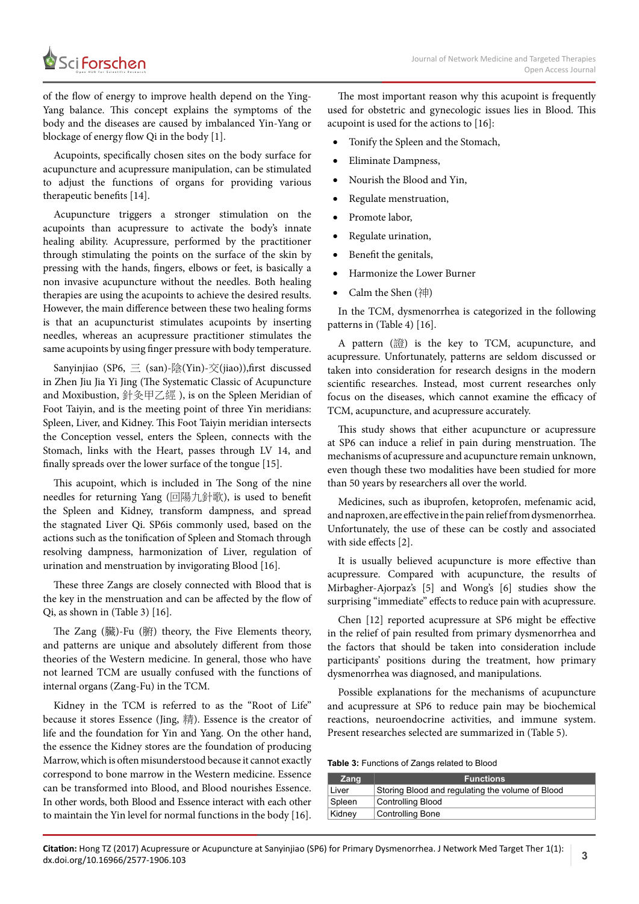of the flow of energy to improve health depend on the Ying-Yang balance. This concept explains the symptoms of the body and the diseases are caused by imbalanced Yin-Yang or blockage of energy flow Qi in the body [1].

Acupoints, specifically chosen sites on the body surface for acupuncture and acupressure manipulation, can be stimulated to adjust the functions of organs for providing various therapeutic benefits [14].

Acupuncture triggers a stronger stimulation on the acupoints than acupressure to activate the body's innate healing ability. Acupressure, performed by the practitioner through stimulating the points on the surface of the skin by pressing with the hands, fingers, elbows or feet, is basically a non invasive acupuncture without the needles. Both healing therapies are using the acupoints to achieve the desired results. However, the main difference between these two healing forms is that an acupuncturist stimulates acupoints by inserting needles, whereas an acupressure practitioner stimulates the same acupoints by using finger pressure with body temperature.

Sanyinjiao (SP6, 三 (san)-陰(Yin)-交(jiao)),first discussed in Zhen Jiu Jia Yi Jing (The Systematic Classic of Acupuncture and Moxibustion, 針灸甲乙經 ), is on the Spleen Meridian of Foot Taiyin, and is the meeting point of three Yin meridians: Spleen, Liver, and Kidney. This Foot Taiyin meridian intersects the Conception vessel, enters the Spleen, connects with the Stomach, links with the Heart, passes through LV 14, and finally spreads over the lower surface of the tongue [15].

This acupoint, which is included in The Song of the nine needles for returning Yang (回陽九針歌), is used to benefit the Spleen and Kidney, transform dampness, and spread the stagnated Liver Qi. SP6is commonly used, based on the actions such as the tonification of Spleen and Stomach through resolving dampness, harmonization of Liver, regulation of urination and menstruation by invigorating Blood [16].

These three Zangs are closely connected with Blood that is the key in the menstruation and can be affected by the flow of Qi, as shown in (Table 3) [16].

The Zang (臟)-Fu (腑) theory, the Five Elements theory, and patterns are unique and absolutely different from those theories of the Western medicine. In general, those who have not learned TCM are usually confused with the functions of internal organs (Zang-Fu) in the TCM.

Kidney in the TCM is referred to as the "Root of Life" because it stores Essence (Jing, 精). Essence is the creator of life and the foundation for Yin and Yang. On the other hand, the essence the Kidney stores are the foundation of producing Marrow, which is often misunderstood because it cannot exactly correspond to bone marrow in the Western medicine. Essence can be transformed into Blood, and Blood nourishes Essence. In other words, both Blood and Essence interact with each other to maintain the Yin level for normal functions in the body [16].

The most important reason why this acupoint is frequently used for obstetric and gynecologic issues lies in Blood. This acupoint is used for the actions to [16]:

- Tonify the Spleen and the Stomach,
- Eliminate Dampness,
- Nourish the Blood and Yin,
- Regulate menstruation,
- Promote labor,
- Regulate urination,
- Benefit the genitals,
- Harmonize the Lower Burner
- Calm the Shen (神)

In the TCM, dysmenorrhea is categorized in the following patterns in (Table 4) [16].

A pattern (證) is the key to TCM, acupuncture, and acupressure. Unfortunately, patterns are seldom discussed or taken into consideration for research designs in the modern scientific researches. Instead, most current researches only focus on the diseases, which cannot examine the efficacy of TCM, acupuncture, and acupressure accurately.

This study shows that either acupuncture or acupressure at SP6 can induce a relief in pain during menstruation. The mechanisms of acupressure and acupuncture remain unknown, even though these two modalities have been studied for more than 50 years by researchers all over the world.

Medicines, such as ibuprofen, ketoprofen, mefenamic acid, and naproxen, are effective in the pain relief from dysmenorrhea. Unfortunately, the use of these can be costly and associated with side effects [2].

It is usually believed acupuncture is more effective than acupressure. Compared with acupuncture, the results of Mirbagher-Ajorpaz's [5] and Wong's [6] studies show the surprising "immediate" effects to reduce pain with acupressure.

Chen [12] reported acupressure at SP6 might be effective in the relief of pain resulted from primary dysmenorrhea and the factors that should be taken into consideration include participants' positions during the treatment, how primary dysmenorrhea was diagnosed, and manipulations.

Possible explanations for the mechanisms of acupuncture and acupressure at SP6 to reduce pain may be biochemical reactions, neuroendocrine activities, and immune system. Present researches selected are summarized in (Table 5).

**Table 3:** Functions of Zangs related to Blood

| Zang | Functions |
|---|---|
| Liver | Storing Blood and regulating the volume of Blood |
| Spleen | Controlling Blood |
| Kidney | Controlling Bone |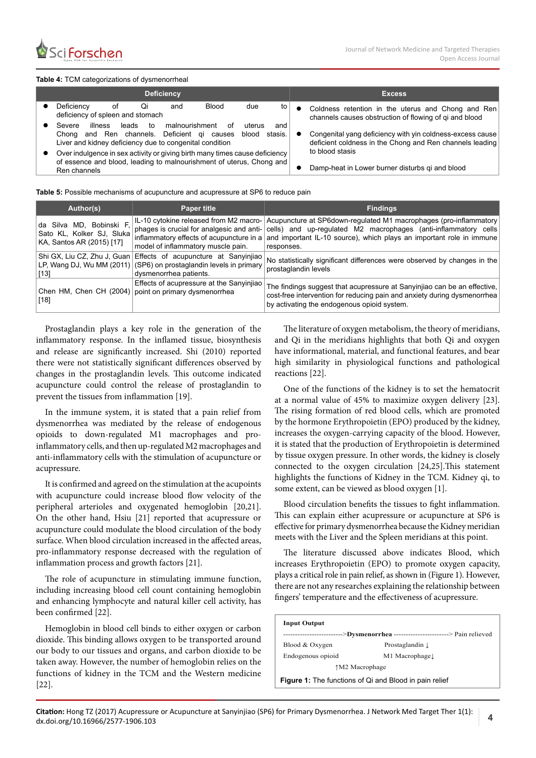**Table 4:** TCM categorizations of dysmenorrheal

| Deficiency | Excess |
|---|---|
| • Deficiency of Qi and Blood due to deficiency of spleen and stomach | • Coldness retention in the uterus and Chong and Ren channels causes obstruction of flowing of qi and blood |
| • Severe illness leads to malnourishment of uterus and Chong and Ren channels. Deficient qi causes blood stasis. Liver and kidney deficiency due to congenital condition | • Congenital yang deficiency with yin coldness-excess cause deficient coldness in the Chong and Ren channels leading to blood stasis |
| • Over indulgence in sex activity or giving birth many times cause deficiency of essence and blood, leading to malnourishment of uterus, Chong and Ren channels | • Damp-heat in Lower burner disturbs qi and blood |

**Table 5:** Possible mechanisms of acupuncture and acupressure at SP6 to reduce pain

| Author(s) | Paper title | Findings |
|---|---|---|
| da Silva MD, Bobinski F, Sato KL, Kolker SJ, Sluka KA, Santos AR (2015) [17] | IL-10 cytokine released from M2 macrophages is crucial for analgesic and anti-inflammatory effects of acupuncture in a model of inflammatory muscle pain. | Acupuncture at SP6down-regulated M1 macrophages (pro-inflammatory cells) and up-regulated M2 macrophages (anti-inflammatory cells and important IL-10 source), which plays an important role in immune responses. |
| Shi GX, Liu CZ, Zhu J, Guan LP, Wang DJ, Wu MM (2011) [13] | Effects of acupuncture at Sanyinjiao (SP6) on prostaglandin levels in primary dysmenorrhea patients. | No statistically significant differences were observed by changes in the prostaglandin levels |
| Chen HM, Chen CH (2004) [18] | Effects of acupressure at the Sanyinjiao point on primary dysmenorrhea | The findings suggest that acupressure at Sanyinjiao can be an effective, cost-free intervention for reducing pain and anxiety during dysmenorrhea by activating the endogenous opioid system. |

Prostaglandin plays a key role in the generation of the inflammatory response. In the inflamed tissue, biosynthesis and release are significantly increased. Shi (2010) reported there were not statistically significant differences observed by changes in the prostaglandin levels. This outcome indicated acupuncture could control the release of prostaglandin to prevent the tissues from inflammation [19].

In the immune system, it is stated that a pain relief from dysmenorrhea was mediated by the release of endogenous opioids to down-regulated M1 macrophages and pro-inflammatory cells, and then up-regulated M2 macrophages and anti-inflammatory cells with the stimulation of acupuncture or acupressure.

It is confirmed and agreed on the stimulation at the acupoints with acupuncture could increase blood flow velocity of the peripheral arterioles and oxygenated hemoglobin [20,21]. On the other hand, Hsiu [21] reported that acupressure or acupuncture could modulate the blood circulation of the body surface. When blood circulation increased in the affected areas, pro-inflammatory response decreased with the regulation of inflammation process and growth factors [21].

The role of acupuncture in stimulating immune function, including increasing blood cell count containing hemoglobin and enhancing lymphocyte and natural killer cell activity, has been confirmed [22].

Hemoglobin in blood cell binds to either oxygen or carbon dioxide. This binding allows oxygen to be transported around our body to our tissues and organs, and carbon dioxide to be taken away. However, the number of hemoglobin relies on the functions of kidney in the TCM and the Western medicine [22].

The literature of oxygen metabolism, the theory of meridians, and Qi in the meridians highlights that both Qi and oxygen have informational, material, and functional features, and bear high similarity in physiological functions and pathological reactions [22].

One of the functions of the kidney is to set the hematocrit at a normal value of 45% to maximize oxygen delivery [23]. The rising formation of red blood cells, which are promoted by the hormone Erythropoietin (EPO) produced by the kidney, increases the oxygen-carrying capacity of the blood. However, it is stated that the production of Erythropoietin is determined by tissue oxygen pressure. In other words, the kidney is closely connected to the oxygen circulation [24,25].This statement highlights the functions of Kidney in the TCM. Kidney qi, to some extent, can be viewed as blood oxygen [1].

Blood circulation benefits the tissues to fight inflammation. This can explain either acupressure or acupuncture at SP6 is effective for primary dysmenorrhea because the Kidney meridian meets with the Liver and the Spleen meridians at this point.

The literature discussed above indicates Blood, which increases Erythropoietin (EPO) to promote oxygen capacity, plays a critical role in pain relief, as shown in (Figure 1). However, there are not any researches explaining the relationship between fingers' temperature and the effectiveness of acupressure.

```
Input Output
------------------------->Dysmenorrhea -----------------------> Pain relieved
Blood & Oxygen                          Prostaglandin ↓
Endogenous opioid                       M1 Macrophage↓
                    ↑M2 Macrophage
```

**Figure 1:** The functions of Qi and Blood in pain relief

**Citation:** Hong TZ (2017) Acupressure or Acupuncture at Sanyinjiao (SP6) for Primary Dysmenorrhea. J Network Med Target Ther 1(1): dx.doi.org/10.16966/2577-1906.103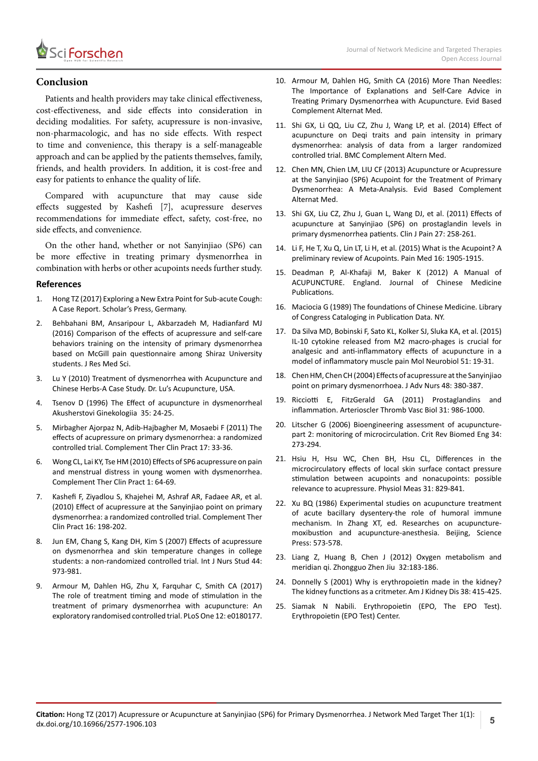## Conclusion

Patients and health providers may take clinical effectiveness, cost-effectiveness, and side effects into consideration in deciding modalities. For safety, acupressure is non-invasive, non-pharmacologic, and has no side effects. With respect to time and convenience, this therapy is a self-manageable approach and can be applied by the patients themselves, family, friends, and health providers. In addition, it is cost-free and easy for patients to enhance the quality of life.

Compared with acupuncture that may cause side effects suggested by Kashefi [7], acupressure deserves recommendations for immediate effect, safety, cost-free, no side effects, and convenience.

On the other hand, whether or not Sanyinjiao (SP6) can be more effective in treating primary dysmenorrhea in combination with herbs or other acupoints needs further study.

## References

1. Hong TZ (2017) Exploring a New Extra Point for Sub-acute Cough: A Case Report. Scholar's Press, Germany.
2. Behbahani BM, Ansaripour L, Akbarzadeh M, Hadianfard MJ (2016) Comparison of the effects of acupressure and self-care behaviors training on the intensity of primary dysmenorrhea based on McGill pain questionnaire among Shiraz University students. J Res Med Sci.
3. Lu Y (2010) Treatment of dysmenorrhea with Acupuncture and Chinese Herbs-A Case Study. Dr. Lu's Acupuncture, USA.
4. Tsenov D (1996) The Effect of acupuncture in dysmenorrheal Akusherstovi Ginekologiia 35: 24-25.
5. Mirbagher Ajorpaz N, Adib-Hajbagher M, Mosaebi F (2011) The effects of acupressure on primary dysmenorrhea: a randomized controlled trial. Complement Ther Clin Pract 17: 33-36.
6. Wong CL, Lai KY, Tse HM (2010) Effects of SP6 acupressure on pain and menstrual distress in young women with dysmenorrhea. Complement Ther Clin Pract 1: 64-69.
7. Kashefi F, Ziyadlou S, Khajehei M, Ashraf AR, Fadaee AR, et al. (2010) Effect of acupressure at the Sanyinjiao point on primary dysmenorrhea: a randomized controlled trial. Complement Ther Clin Pract 16: 198-202.
8. Jun EM, Chang S, Kang DH, Kim S (2007) Effects of acupressure on dysmenorrhea and skin temperature changes in college students: a non-randomized controlled trial. Int J Nurs Stud 44: 973-981.
9. Armour M, Dahlen HG, Zhu X, Farquhar C, Smith CA (2017) The role of treatment timing and mode of stimulation in the treatment of primary dysmenorrhea with acupuncture: An exploratory randomised controlled trial. PLoS One 12: e0180177.
10. Armour M, Dahlen HG, Smith CA (2016) More Than Needles: The Importance of Explanations and Self-Care Advice in Treating Primary Dysmenorrhea with Acupuncture. Evid Based Complement Alternat Med.
11. Shi GX, Li QQ, Liu CZ, Zhu J, Wang LP, et al. (2014) Effect of acupuncture on Deqi traits and pain intensity in primary dysmenorrhea: analysis of data from a larger randomized controlled trial. BMC Complement Altern Med.
12. Chen MN, Chien LM, LIU CF (2013) Acupuncture or Acupressure at the Sanyinjiao (SP6) Acupoint for the Treatment of Primary Dysmenorrhea: A Meta-Analysis. Evid Based Complement Alternat Med.
13. Shi GX, Liu CZ, Zhu J, Guan L, Wang DJ, et al. (2011) Effects of acupuncture at Sanyinjiao (SP6) on prostaglandin levels in primary dysmenorrhea patients. Clin J Pain 27: 258-261.
14. Li F, He T, Xu Q, Lin LT, Li H, et al. (2015) What is the Acupoint? A preliminary review of Acupoints. Pain Med 16: 1905-1915.
15. Deadman P, Al-Khafaji M, Baker K (2012) A Manual of ACUPUNCTURE. England. Journal of Chinese Medicine Publications.
16. Maciocia G (1989) The foundations of Chinese Medicine. Library of Congress Cataloging in Publication Data. NY.
17. Da Silva MD, Bobinski F, Sato KL, Kolker SJ, Sluka KA, et al. (2015) IL-10 cytokine released from M2 macro-phages is crucial for analgesic and anti-inflammatory effects of acupuncture in a model of inflammatory muscle pain Mol Neurobiol 51: 19-31.
18. Chen HM, Chen CH (2004) Effects of acupressure at the Sanyinjiao point on primary dysmenorrhoea. J Adv Nurs 48: 380-387.
19. Ricciotti E, FitzGerald GA (2011) Prostaglandins and inflammation. Arterioscler Thromb Vasc Biol 31: 986-1000.
20. Litscher G (2006) Bioengineering assessment of acupuncture-part 2: monitoring of microcirculation. Crit Rev Biomed Eng 34: 273-294.
21. Hsiu H, Hsu WC, Chen BH, Hsu CL, Differences in the microcirculatory effects of local skin surface contact pressure stimulation between acupoints and nonacupoints: possible relevance to acupressure. Physiol Meas 31: 829-841.
22. Xu BQ (1986) Experimental studies on acupuncture treatment of acute bacillary dysentery-the role of humoral immune mechanism. In Zhang XT, ed. Researches on acupuncture-moxibustion and acupuncture-anesthesia. Beijing, Science Press: 573-578.
23. Liang Z, Huang B, Chen J (2012) Oxygen metabolism and meridian qi. Zhongguo Zhen Jiu 32:183-186.
24. Donnelly S (2001) Why is erythropoietin made in the kidney? The kidney functions as a critmeter. Am J Kidney Dis 38: 415-425.
25. Siamak N Nabili. Erythropoietin (EPO, The EPO Test). Erythropoietin (EPO Test) Center.